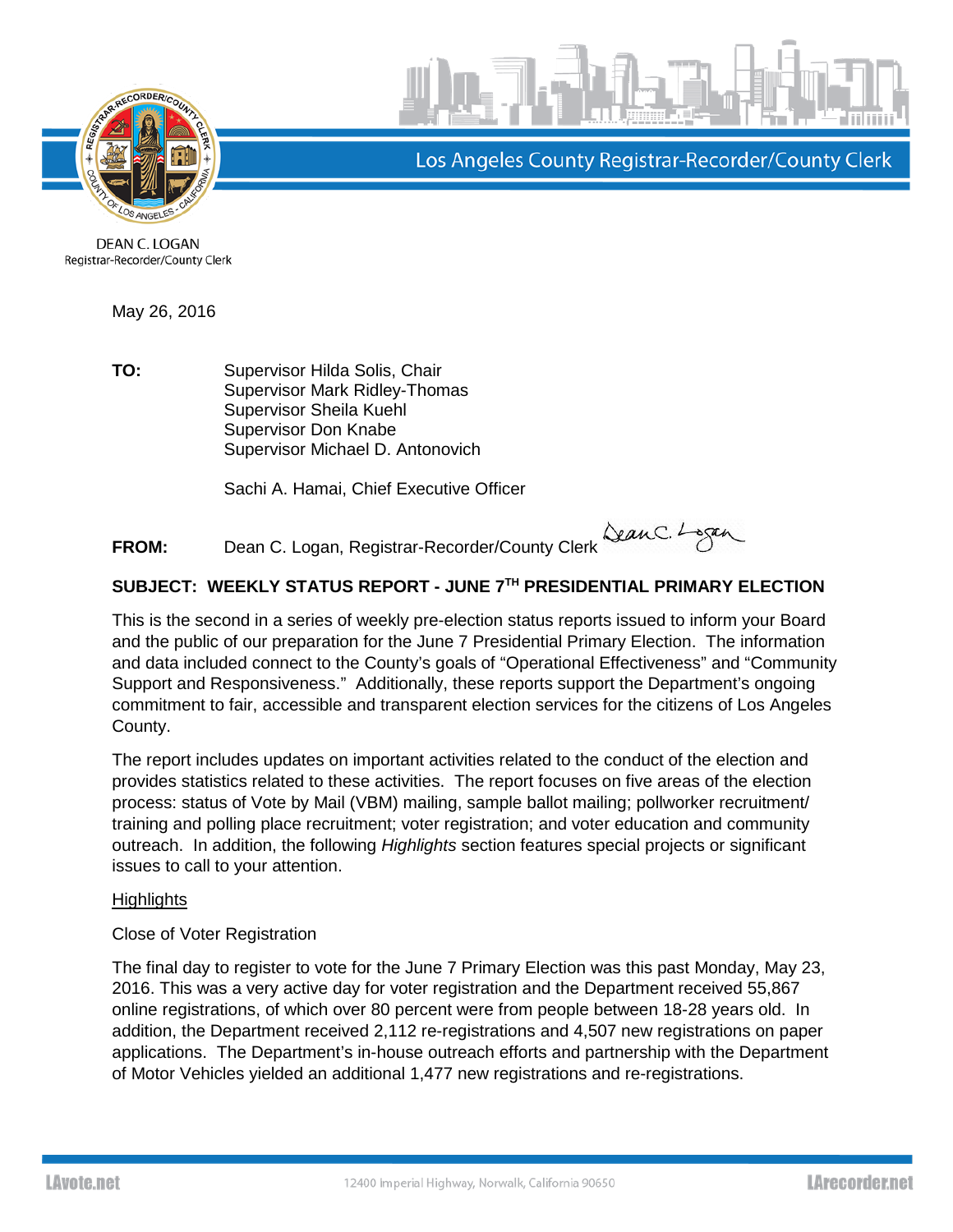Los Angeles County Registrar-Recorder/County Clerk

DEAN C. LOGAN
Registrar-Recorder/County Clerk

May 26, 2016

**TO:** Supervisor Hilda Solis, Chair
Supervisor Mark Ridley-Thomas
Supervisor Sheila Kuehl
Supervisor Don Knabe
Supervisor Michael D. Antonovich

Sachi A. Hamai, Chief Executive Officer

**FROM:** Dean C. Logan, Registrar-Recorder/County Clerk

**SUBJECT: WEEKLY STATUS REPORT - JUNE 7TH PRESIDENTIAL PRIMARY ELECTION**

This is the second in a series of weekly pre-election status reports issued to inform your Board and the public of our preparation for the June 7 Presidential Primary Election. The information and data included connect to the County's goals of "Operational Effectiveness" and "Community Support and Responsiveness." Additionally, these reports support the Department's ongoing commitment to fair, accessible and transparent election services for the citizens of Los Angeles County.

The report includes updates on important activities related to the conduct of the election and provides statistics related to these activities. The report focuses on five areas of the election process: status of Vote by Mail (VBM) mailing, sample ballot mailing; pollworker recruitment/ training and polling place recruitment; voter registration; and voter education and community outreach. In addition, the following *Highlights* section features special projects or significant issues to call to your attention.

Highlights

Close of Voter Registration

The final day to register to vote for the June 7 Primary Election was this past Monday, May 23, 2016. This was a very active day for voter registration and the Department received 55,867 online registrations, of which over 80 percent were from people between 18-28 years old. In addition, the Department received 2,112 re-registrations and 4,507 new registrations on paper applications. The Department's in-house outreach efforts and partnership with the Department of Motor Vehicles yielded an additional 1,477 new registrations and re-registrations.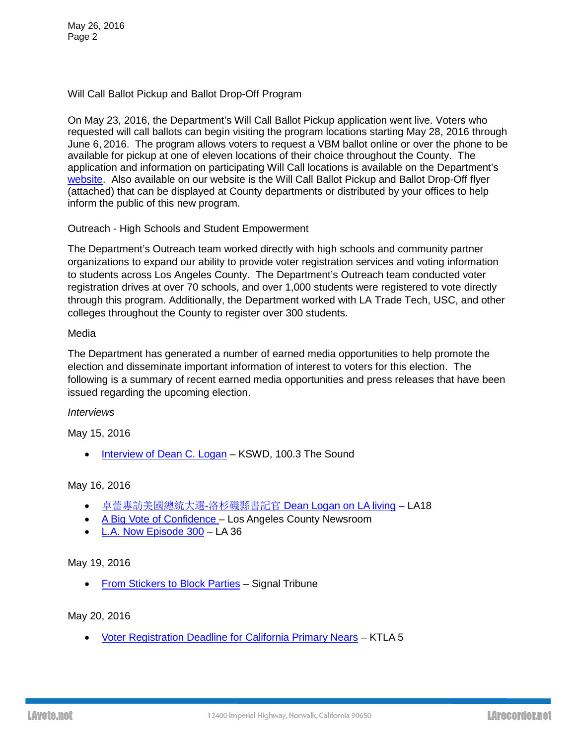Will Call Ballot Pickup and Ballot Drop-Off Program

On May 23, 2016, the Department's Will Call Ballot Pickup application went live. Voters who requested will call ballots can begin visiting the program locations starting May 28, 2016 through June 6, 2016. The program allows voters to request a VBM ballot online or over the phone to be available for pickup at one of eleven locations of their choice throughout the County. The application and information on participating Will Call locations is available on the Department's website. Also available on our website is the Will Call Ballot Pickup and Ballot Drop-Off flyer (attached) that can be displayed at County departments or distributed by your offices to help inform the public of this new program.

Outreach - High Schools and Student Empowerment

The Department's Outreach team worked directly with high schools and community partner organizations to expand our ability to provide voter registration services and voting information to students across Los Angeles County. The Department's Outreach team conducted voter registration drives at over 70 schools, and over 1,000 students were registered to vote directly through this program. Additionally, the Department worked with LA Trade Tech, USC, and other colleges throughout the County to register over 300 students.

Media

The Department has generated a number of earned media opportunities to help promote the election and disseminate important information of interest to voters for this election. The following is a summary of recent earned media opportunities and press releases that have been issued regarding the upcoming election.

*Interviews*

May 15, 2016

- Interview of Dean C. Logan – KSWD, 100.3 The Sound

May 16, 2016

- 卓蕾專訪美國總統大選-洛杉磯縣書記官 Dean Logan on LA living – LA18
- A Big Vote of Confidence – Los Angeles County Newsroom
- L.A. Now Episode 300 – LA 36

May 19, 2016

- From Stickers to Block Parties – Signal Tribune

May 20, 2016

- Voter Registration Deadline for California Primary Nears – KTLA 5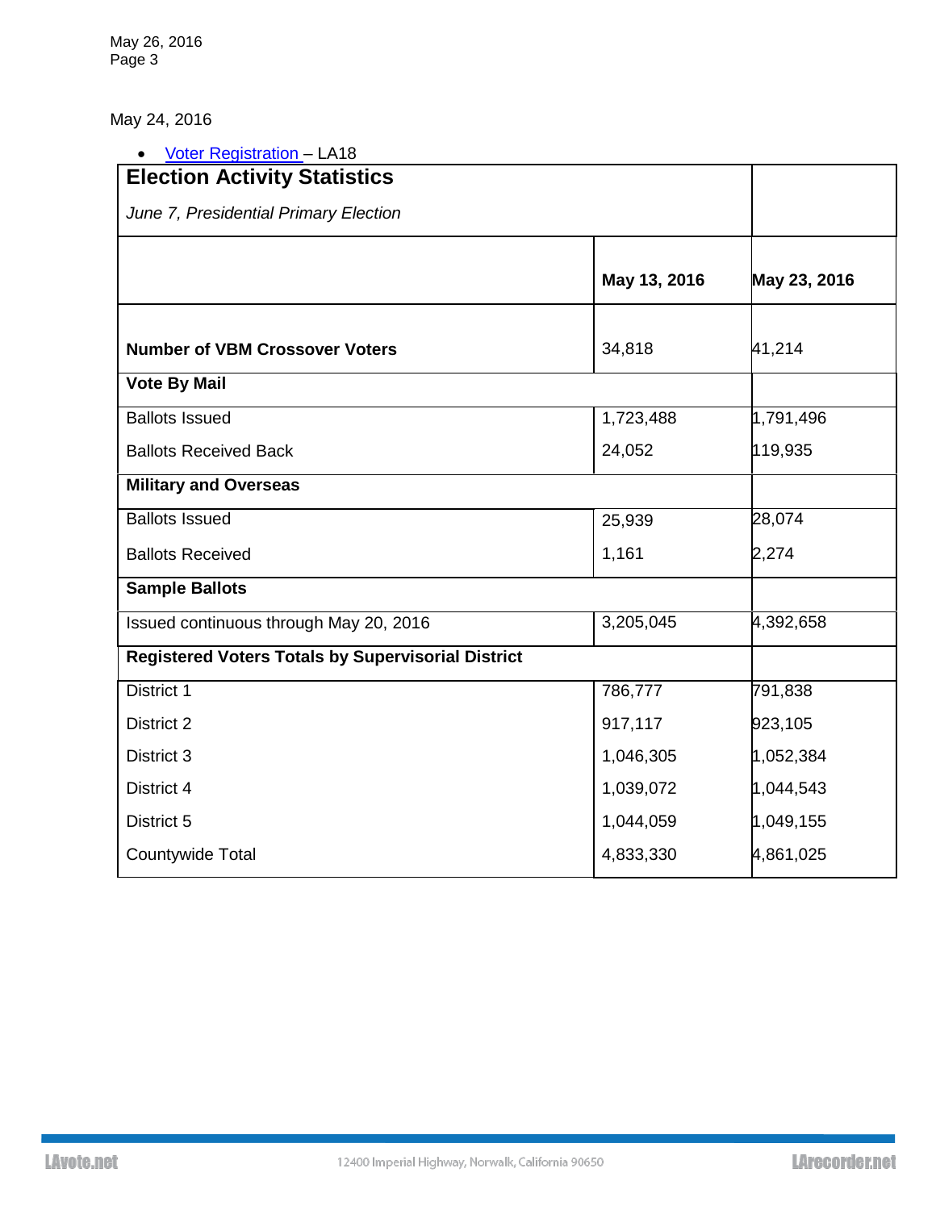May 24, 2016

- Voter Registration – LA18

| **Election Activity Statistics**<br>*June 7, Presidential Primary Election* | | |
|---|---|---|
| | **May 13, 2016** | **May 23, 2016** |
| **Number of VBM Crossover Voters** | 34,818 | 41,214 |
| **Vote By Mail** | | |
| Ballots Issued | 1,723,488 | 1,791,496 |
| Ballots Received Back | 24,052 | 119,935 |
| **Military and Overseas** | | |
| Ballots Issued | 25,939 | 28,074 |
| Ballots Received | 1,161 | 2,274 |
| **Sample Ballots** | | |
| Issued continuous through May 20, 2016 | 3,205,045 | 4,392,658 |
| **Registered Voters Totals by Supervisorial District** | | |
| District 1 | 786,777 | 791,838 |
| District 2 | 917,117 | 923,105 |
| District 3 | 1,046,305 | 1,052,384 |
| District 4 | 1,039,072 | 1,044,543 |
| District 5 | 1,044,059 | 1,049,155 |
| Countywide Total | 4,833,330 | 4,861,025 |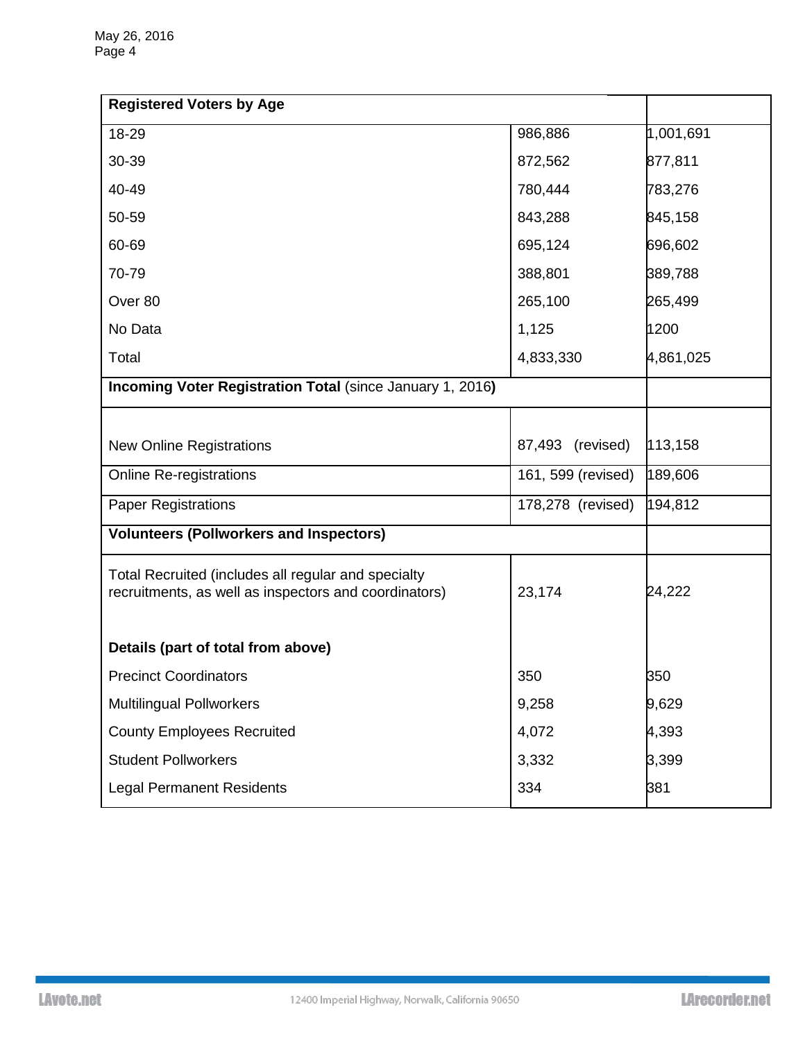| Registered Voters by Age | | |
|---|---|---|
| 18-29 | 986,886 | 1,001,691 |
| 30-39 | 872,562 | 877,811 |
| 40-49 | 780,444 | 783,276 |
| 50-59 | 843,288 | 845,158 |
| 60-69 | 695,124 | 696,602 |
| 70-79 | 388,801 | 389,788 |
| Over 80 | 265,100 | 265,499 |
| No Data | 1,125 | 1200 |
| Total | 4,833,330 | 4,861,025 |
| **Incoming Voter Registration Total** (since January 1, 2016**)** | | |
| New Online Registrations | 87,493 (revised) | 113,158 |
| Online Re-registrations | 161, 599 (revised) | 189,606 |
| Paper Registrations | 178,278 (revised) | 194,812 |
| **Volunteers (Pollworkers and Inspectors)** | | |
| Total Recruited (includes all regular and specialty recruitments, as well as inspectors and coordinators) | 23,174 | 24,222 |
| **Details (part of total from above)** | | |
| Precinct Coordinators | 350 | 350 |
| Multilingual Pollworkers | 9,258 | 9,629 |
| County Employees Recruited | 4,072 | 4,393 |
| Student Pollworkers | 3,332 | 3,399 |
| Legal Permanent Residents | 334 | 381 |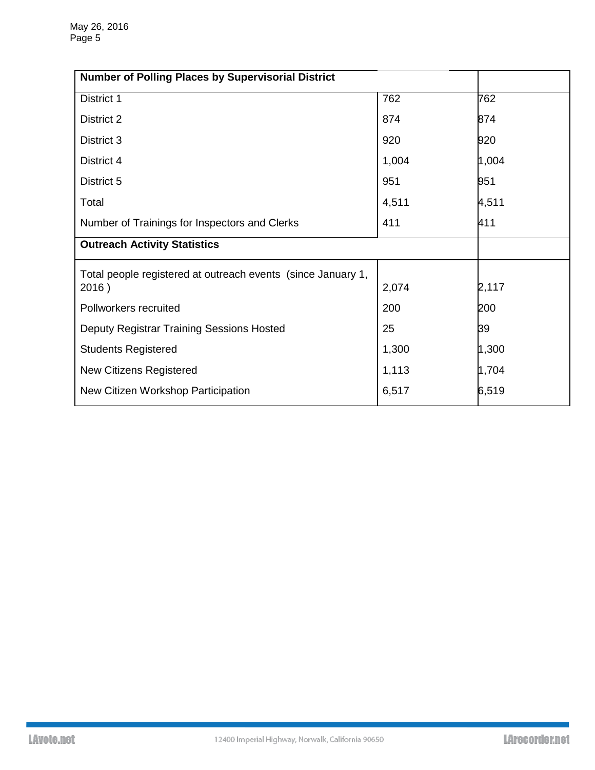| | | |
|---|---|---|
| **Number of Polling Places by Supervisorial District** | | |
| District 1 | 762 | 762 |
| District 2 | 874 | 874 |
| District 3 | 920 | 920 |
| District 4 | 1,004 | 1,004 |
| District 5 | 951 | 951 |
| Total | 4,511 | 4,511 |
| Number of Trainings for Inspectors and Clerks | 411 | 411 |
| **Outreach Activity Statistics** | | |
| Total people registered at outreach events (since January 1, 2016 ) | 2,074 | 2,117 |
| Pollworkers recruited | 200 | 200 |
| Deputy Registrar Training Sessions Hosted | 25 | 39 |
| Students Registered | 1,300 | 1,300 |
| New Citizens Registered | 1,113 | 1,704 |
| New Citizen Workshop Participation | 6,517 | 6,519 |